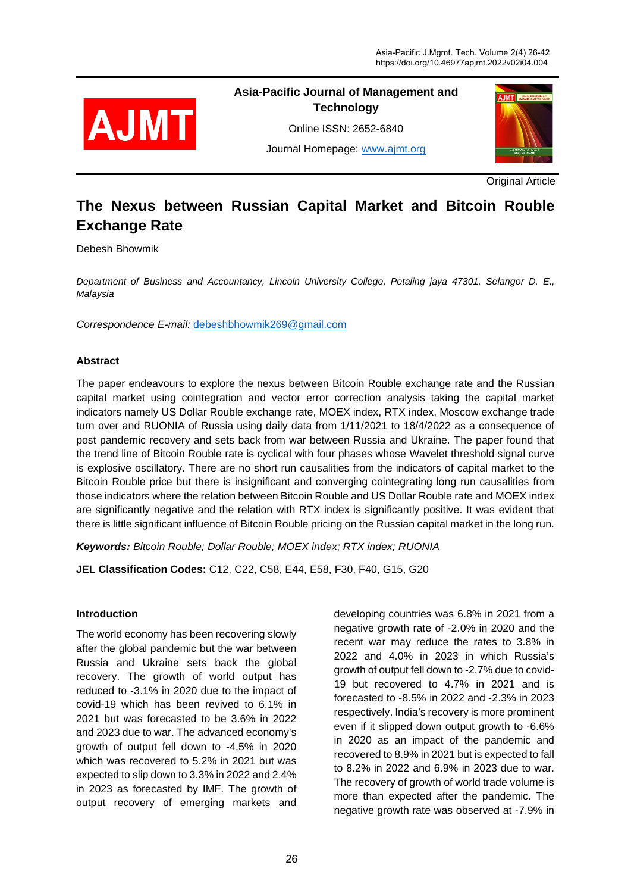Asia-Pacific Journal of Management and Technology

Online ISSN: 2652-6840

Journal Homepage: www.ajmt.org

Original Article

# The Nexus between Russian Capital Market and Bitcoin Rouble Exchange Rate

Debesh Bhowmik

*Department of Business and Accountancy, Lincoln University College, Petaling jaya 47301, Selangor D. E., Malaysia*

*Correspondence E-mail:* debeshbhowmik269@gmail.com

#### Abstract

The paper endeavours to explore the nexus between Bitcoin Rouble exchange rate and the Russian capital market using cointegration and vector error correction analysis taking the capital market indicators namely US Dollar Rouble exchange rate, MOEX index, RTX index, Moscow exchange trade turn over and RUONIA of Russia using daily data from 1/11/2021 to 18/4/2022 as a consequence of post pandemic recovery and sets back from war between Russia and Ukraine. The paper found that the trend line of Bitcoin Rouble rate is cyclical with four phases whose Wavelet threshold signal curve is explosive oscillatory. There are no short run causalities from the indicators of capital market to the Bitcoin Rouble price but there is insignificant and converging cointegrating long run causalities from those indicators where the relation between Bitcoin Rouble and US Dollar Rouble rate and MOEX index are significantly negative and the relation with RTX index is significantly positive. It was evident that there is little significant influence of Bitcoin Rouble pricing on the Russian capital market in the long run.

***Keywords:*** *Bitcoin Rouble; Dollar Rouble; MOEX index; RTX index; RUONIA*

**JEL Classification Codes:** C12, C22, C58, E44, E58, F30, F40, G15, G20

#### Introduction

The world economy has been recovering slowly after the global pandemic but the war between Russia and Ukraine sets back the global recovery. The growth of world output has reduced to -3.1% in 2020 due to the impact of covid-19 which has been revived to 6.1% in 2021 but was forecasted to be 3.6% in 2022 and 2023 due to war. The advanced economy's growth of output fell down to -4.5% in 2020 which was recovered to 5.2% in 2021 but was expected to slip down to 3.3% in 2022 and 2.4% in 2023 as forecasted by IMF. The growth of output recovery of emerging markets and developing countries was 6.8% in 2021 from a negative growth rate of -2.0% in 2020 and the recent war may reduce the rates to 3.8% in 2022 and 4.0% in 2023 in which Russia's growth of output fell down to -2.7% due to covid-19 but recovered to 4.7% in 2021 and is forecasted to -8.5% in 2022 and -2.3% in 2023 respectively. India's recovery is more prominent even if it slipped down output growth to -6.6% in 2020 as an impact of the pandemic and recovered to 8.9% in 2021 but is expected to fall to 8.2% in 2022 and 6.9% in 2023 due to war. The recovery of growth of world trade volume is more than expected after the pandemic. The negative growth rate was observed at -7.9% in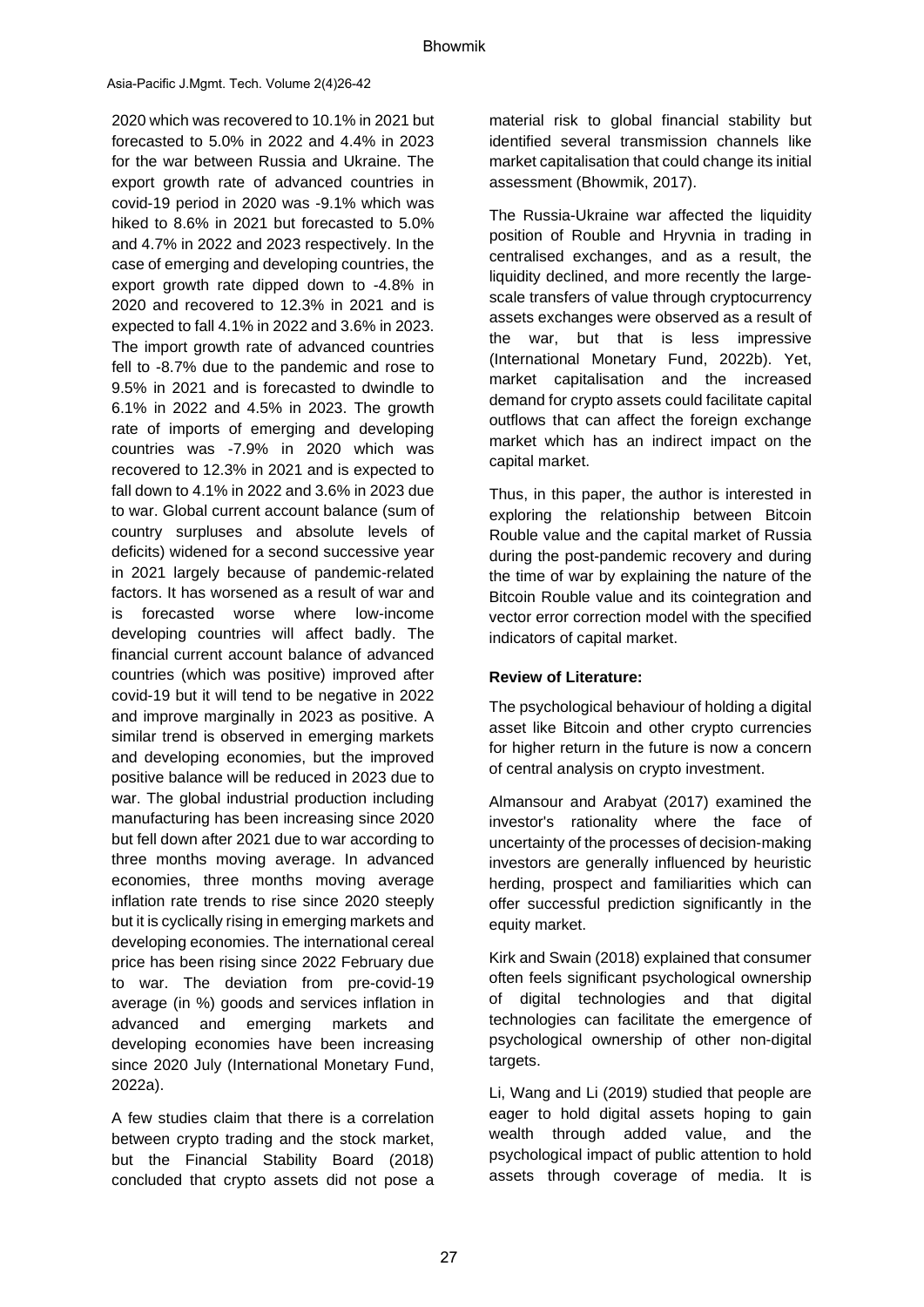2020 which was recovered to 10.1% in 2021 but forecasted to 5.0% in 2022 and 4.4% in 2023 for the war between Russia and Ukraine. The export growth rate of advanced countries in covid-19 period in 2020 was -9.1% which was hiked to 8.6% in 2021 but forecasted to 5.0% and 4.7% in 2022 and 2023 respectively. In the case of emerging and developing countries, the export growth rate dipped down to -4.8% in 2020 and recovered to 12.3% in 2021 and is expected to fall 4.1% in 2022 and 3.6% in 2023. The import growth rate of advanced countries fell to -8.7% due to the pandemic and rose to 9.5% in 2021 and is forecasted to dwindle to 6.1% in 2022 and 4.5% in 2023. The growth rate of imports of emerging and developing countries was -7.9% in 2020 which was recovered to 12.3% in 2021 and is expected to fall down to 4.1% in 2022 and 3.6% in 2023 due to war. Global current account balance (sum of country surpluses and absolute levels of deficits) widened for a second successive year in 2021 largely because of pandemic-related factors. It has worsened as a result of war and is forecasted worse where low-income developing countries will affect badly. The financial current account balance of advanced countries (which was positive) improved after covid-19 but it will tend to be negative in 2022 and improve marginally in 2023 as positive. A similar trend is observed in emerging markets and developing economies, but the improved positive balance will be reduced in 2023 due to war. The global industrial production including manufacturing has been increasing since 2020 but fell down after 2021 due to war according to three months moving average. In advanced economies, three months moving average inflation rate trends to rise since 2020 steeply but it is cyclically rising in emerging markets and developing economies. The international cereal price has been rising since 2022 February due to war. The deviation from pre-covid-19 average (in %) goods and services inflation in advanced and emerging markets and developing economies have been increasing since 2020 July (International Monetary Fund, 2022a).

A few studies claim that there is a correlation between crypto trading and the stock market, but the Financial Stability Board (2018) concluded that crypto assets did not pose a material risk to global financial stability but identified several transmission channels like market capitalisation that could change its initial assessment (Bhowmik, 2017).

The Russia-Ukraine war affected the liquidity position of Rouble and Hryvnia in trading in centralised exchanges, and as a result, the liquidity declined, and more recently the large-scale transfers of value through cryptocurrency assets exchanges were observed as a result of the war, but that is less impressive (International Monetary Fund, 2022b). Yet, market capitalisation and the increased demand for crypto assets could facilitate capital outflows that can affect the foreign exchange market which has an indirect impact on the capital market.

Thus, in this paper, the author is interested in exploring the relationship between Bitcoin Rouble value and the capital market of Russia during the post-pandemic recovery and during the time of war by explaining the nature of the Bitcoin Rouble value and its cointegration and vector error correction model with the specified indicators of capital market.

**Review of Literature:**

The psychological behaviour of holding a digital asset like Bitcoin and other crypto currencies for higher return in the future is now a concern of central analysis on crypto investment.

Almansour and Arabyat (2017) examined the investor's rationality where the face of uncertainty of the processes of decision-making investors are generally influenced by heuristic herding, prospect and familiarities which can offer successful prediction significantly in the equity market.

Kirk and Swain (2018) explained that consumer often feels significant psychological ownership of digital technologies and that digital technologies can facilitate the emergence of psychological ownership of other non-digital targets.

Li, Wang and Li (2019) studied that people are eager to hold digital assets hoping to gain wealth through added value, and the psychological impact of public attention to hold assets through coverage of media. It is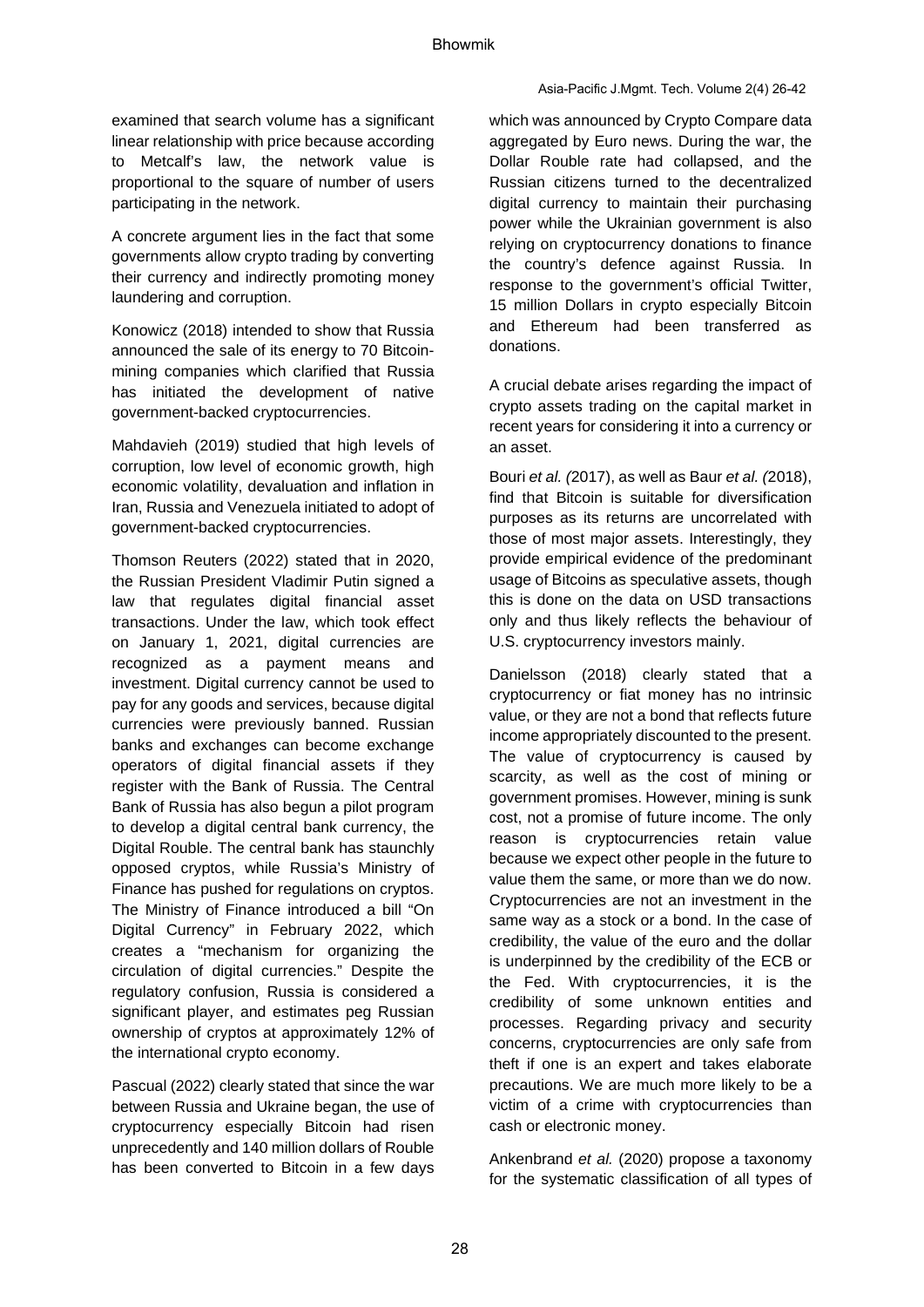examined that search volume has a significant linear relationship with price because according to Metcalf's law, the network value is proportional to the square of number of users participating in the network.

A concrete argument lies in the fact that some governments allow crypto trading by converting their currency and indirectly promoting money laundering and corruption.

Konowicz (2018) intended to show that Russia announced the sale of its energy to 70 Bitcoin-mining companies which clarified that Russia has initiated the development of native government-backed cryptocurrencies.

Mahdavieh (2019) studied that high levels of corruption, low level of economic growth, high economic volatility, devaluation and inflation in Iran, Russia and Venezuela initiated to adopt of government-backed cryptocurrencies.

Thomson Reuters (2022) stated that in 2020, the Russian President Vladimir Putin signed a law that regulates digital financial asset transactions. Under the law, which took effect on January 1, 2021, digital currencies are recognized as a payment means and investment. Digital currency cannot be used to pay for any goods and services, because digital currencies were previously banned. Russian banks and exchanges can become exchange operators of digital financial assets if they register with the Bank of Russia. The Central Bank of Russia has also begun a pilot program to develop a digital central bank currency, the Digital Rouble. The central bank has staunchly opposed cryptos, while Russia's Ministry of Finance has pushed for regulations on cryptos. The Ministry of Finance introduced a bill "On Digital Currency" in February 2022, which creates a "mechanism for organizing the circulation of digital currencies." Despite the regulatory confusion, Russia is considered a significant player, and estimates peg Russian ownership of cryptos at approximately 12% of the international crypto economy.

Pascual (2022) clearly stated that since the war between Russia and Ukraine began, the use of cryptocurrency especially Bitcoin had risen unprecedentedly and 140 million dollars of Rouble has been converted to Bitcoin in a few days which was announced by Crypto Compare data aggregated by Euro news. During the war, the Dollar Rouble rate had collapsed, and the Russian citizens turned to the decentralized digital currency to maintain their purchasing power while the Ukrainian government is also relying on cryptocurrency donations to finance the country's defence against Russia. In response to the government's official Twitter, 15 million Dollars in crypto especially Bitcoin and Ethereum had been transferred as donations.

A crucial debate arises regarding the impact of crypto assets trading on the capital market in recent years for considering it into a currency or an asset.

Bouri *et al. (*2017), as well as Baur *et al. (*2018), find that Bitcoin is suitable for diversification purposes as its returns are uncorrelated with those of most major assets. Interestingly, they provide empirical evidence of the predominant usage of Bitcoins as speculative assets, though this is done on the data on USD transactions only and thus likely reflects the behaviour of U.S. cryptocurrency investors mainly.

Danielsson (2018) clearly stated that a cryptocurrency or fiat money has no intrinsic value, or they are not a bond that reflects future income appropriately discounted to the present. The value of cryptocurrency is caused by scarcity, as well as the cost of mining or government promises. However, mining is sunk cost, not a promise of future income. The only reason is cryptocurrencies retain value because we expect other people in the future to value them the same, or more than we do now. Cryptocurrencies are not an investment in the same way as a stock or a bond. In the case of credibility, the value of the euro and the dollar is underpinned by the credibility of the ECB or the Fed. With cryptocurrencies, it is the credibility of some unknown entities and processes. Regarding privacy and security concerns, cryptocurrencies are only safe from theft if one is an expert and takes elaborate precautions. We are much more likely to be a victim of a crime with cryptocurrencies than cash or electronic money.

Ankenbrand *et al.* (2020) propose a taxonomy for the systematic classification of all types of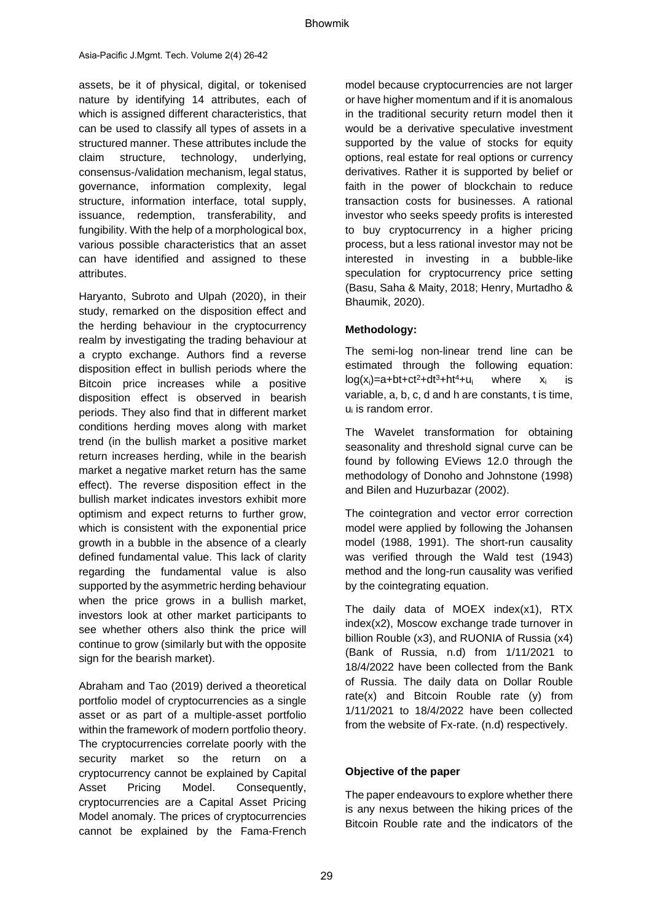assets, be it of physical, digital, or tokenised nature by identifying 14 attributes, each of which is assigned different characteristics, that can be used to classify all types of assets in a structured manner. These attributes include the claim structure, technology, underlying, consensus-/validation mechanism, legal status, governance, information complexity, legal structure, information interface, total supply, issuance, redemption, transferability, and fungibility. With the help of a morphological box, various possible characteristics that an asset can have identified and assigned to these attributes.

Haryanto, Subroto and Ulpah (2020), in their study, remarked on the disposition effect and the herding behaviour in the cryptocurrency realm by investigating the trading behaviour at a crypto exchange. Authors find a reverse disposition effect in bullish periods where the Bitcoin price increases while a positive disposition effect is observed in bearish periods. They also find that in different market conditions herding moves along with market trend (in the bullish market a positive market return increases herding, while in the bearish market a negative market return has the same effect). The reverse disposition effect in the bullish market indicates investors exhibit more optimism and expect returns to further grow, which is consistent with the exponential price growth in a bubble in the absence of a clearly defined fundamental value. This lack of clarity regarding the fundamental value is also supported by the asymmetric herding behaviour when the price grows in a bullish market, investors look at other market participants to see whether others also think the price will continue to grow (similarly but with the opposite sign for the bearish market).

Abraham and Tao (2019) derived a theoretical portfolio model of cryptocurrencies as a single asset or as part of a multiple-asset portfolio within the framework of modern portfolio theory. The cryptocurrencies correlate poorly with the security market so the return on a cryptocurrency cannot be explained by Capital Asset Pricing Model. Consequently, cryptocurrencies are a Capital Asset Pricing Model anomaly. The prices of cryptocurrencies cannot be explained by the Fama-French model because cryptocurrencies are not larger or have higher momentum and if it is anomalous in the traditional security return model then it would be a derivative speculative investment supported by the value of stocks for equity options, real estate for real options or currency derivatives. Rather it is supported by belief or faith in the power of blockchain to reduce transaction costs for businesses. A rational investor who seeks speedy profits is interested to buy cryptocurrency in a higher pricing process, but a less rational investor may not be interested in investing in a bubble-like speculation for cryptocurrency price setting (Basu, Saha & Maity, 2018; Henry, Murtadho & Bhaumik, 2020).

**Methodology:**

The semi-log non-linear trend line can be estimated through the following equation: $\log(x_i)=a+bt+ct^2+dt^3+ht^4+u_i$ where $x_i$ is variable, a, b, c, d and h are constants, t is time, $u_i$ is random error.

The Wavelet transformation for obtaining seasonality and threshold signal curve can be found by following EViews 12.0 through the methodology of Donoho and Johnstone (1998) and Bilen and Huzurbazar (2002).

The cointegration and vector error correction model were applied by following the Johansen model (1988, 1991). The short-run causality was verified through the Wald test (1943) method and the long-run causality was verified by the cointegrating equation.

The daily data of MOEX index(x1), RTX index(x2), Moscow exchange trade turnover in billion Rouble (x3), and RUONIA of Russia (x4) (Bank of Russia, n.d) from 1/11/2021 to 18/4/2022 have been collected from the Bank of Russia. The daily data on Dollar Rouble rate(x) and Bitcoin Rouble rate (y) from 1/11/2021 to 18/4/2022 have been collected from the website of Fx-rate. (n.d) respectively.

**Objective of the paper**

The paper endeavours to explore whether there is any nexus between the hiking prices of the Bitcoin Rouble rate and the indicators of the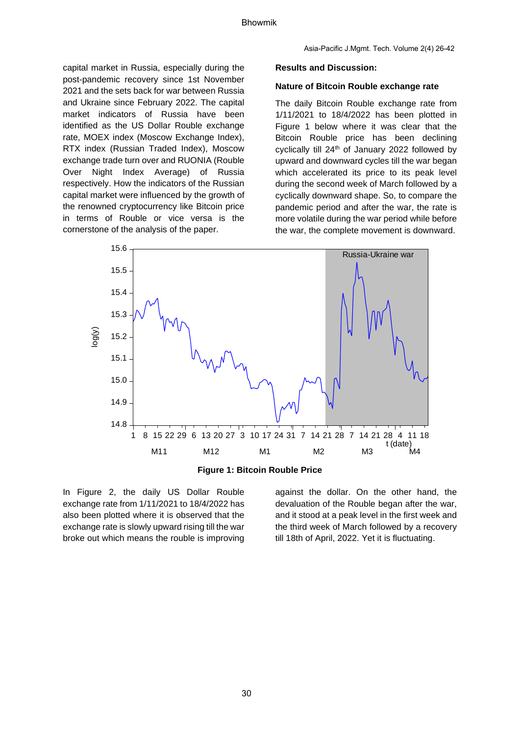capital market in Russia, especially during the post-pandemic recovery since 1st November 2021 and the sets back for war between Russia and Ukraine since February 2022. The capital market indicators of Russia have been identified as the US Dollar Rouble exchange rate, MOEX index (Moscow Exchange Index), RTX index (Russian Traded Index), Moscow exchange trade turn over and RUONIA (Rouble Over Night Index Average) of Russia respectively. How the indicators of the Russian capital market were influenced by the growth of the renowned cryptocurrency like Bitcoin price in terms of Rouble or vice versa is the cornerstone of the analysis of the paper.

## Results and Discussion:

### Nature of Bitcoin Rouble exchange rate

The daily Bitcoin Rouble exchange rate from 1/11/2021 to 18/4/2022 has been plotted in Figure 1 below where it was clear that the Bitcoin Rouble price has been declining cyclically till 24th of January 2022 followed by upward and downward cycles till the war began which accelerated its price to its peak level during the second week of March followed by a cyclically downward shape. So, to compare the pandemic period and after the war, the rate is more volatile during the war period while before the war, the complete movement is downward.

Russia-Ukraine war

15.6
15.5
15.4
15.3
15.2
15.1
15.0
14.9
14.8

log(y)

1 8 15 22 29 6 13 20 27 3 10 17 24 31 7 14 21 28 7 14 21 28 4 11 18

t (date)

M11 M12 M1 M2 M3 M4

**Figure 1: Bitcoin Rouble Price**

In Figure 2, the daily US Dollar Rouble exchange rate from 1/11/2021 to 18/4/2022 has also been plotted where it is observed that the exchange rate is slowly upward rising till the war broke out which means the rouble is improving against the dollar. On the other hand, the devaluation of the Rouble began after the war, and it stood at a peak level in the first week and the third week of March followed by a recovery till 18th of April, 2022. Yet it is fluctuating.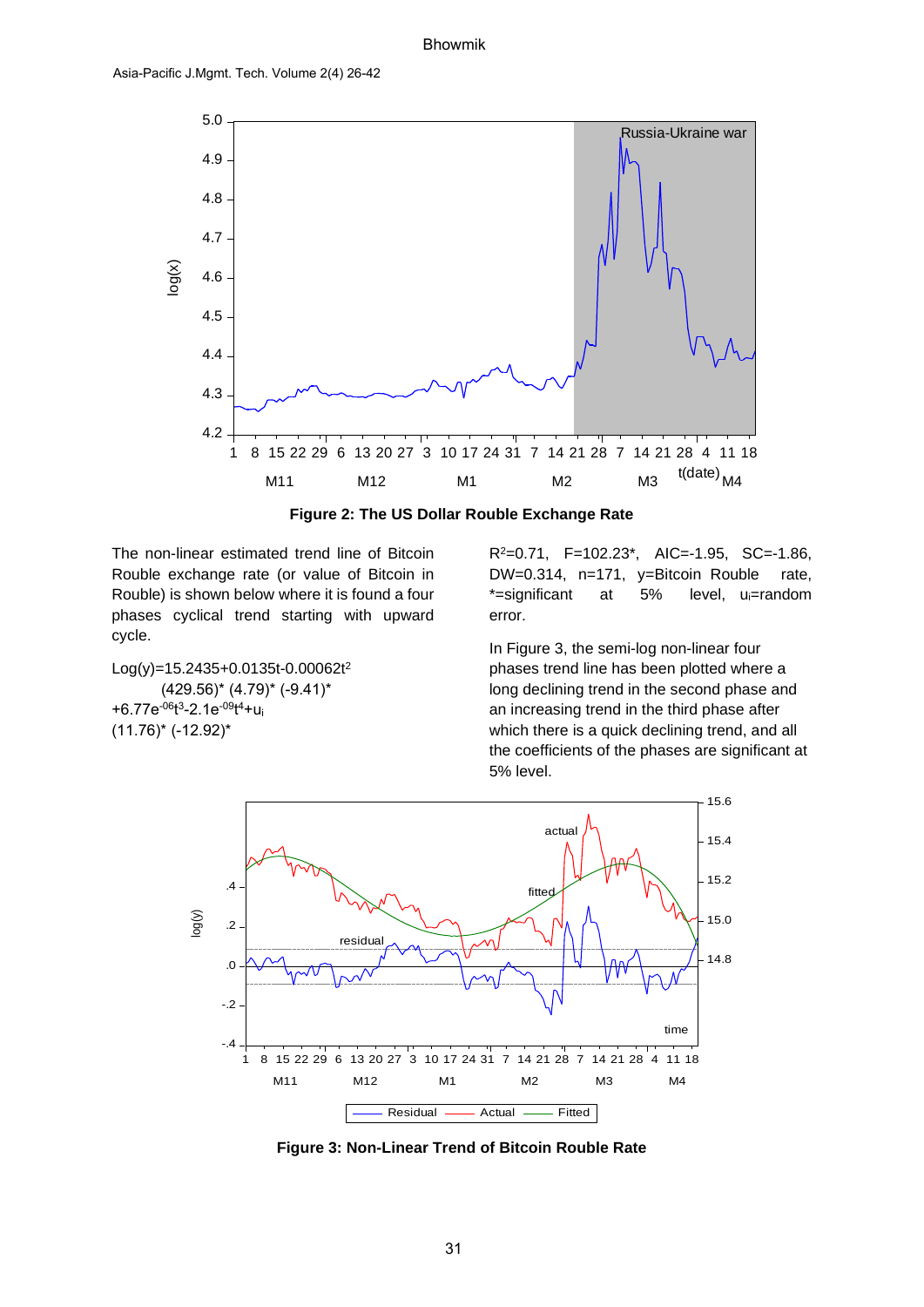5.0
4.9
4.8
4.7
4.6
4.5
4.4
4.3
4.2

log(x)

Russia-Ukraine war

1 8 15 22 29 6 13 20 27 3 10 17 24 31 7 14 21 28 7 14 21 28 4 11 18

M11 M12 M1 M2 M3 t(date) M4

**Figure 2: The US Dollar Rouble Exchange Rate**

The non-linear estimated trend line of Bitcoin Rouble exchange rate (or value of Bitcoin in Rouble) is shown below where it is found a four phases cyclical trend starting with upward cycle.

$$\text{Log}(y)=15.2435+0.0135t-0.00062t^2$$
$$(429.56)^* \quad (4.79)^* \quad (-9.41)^*$$
$$+6.77e^{-06}t^3-2.1e^{-09}t^4+u_i$$
$$(11.76)^* \quad (-12.92)^*$$

$R^2$=0.71, F=102.23*, AIC=-1.95, SC=-1.86, DW=0.314, n=171, y=Bitcoin Rouble rate, *=significant at 5% level, $u_i$=random error.

In Figure 3, the semi-log non-linear four phases trend line has been plotted where a long declining trend in the second phase and an increasing trend in the third phase after which there is a quick declining trend, and all the coefficients of the phases are significant at 5% level.

15.6
15.4
15.2
15.0
14.8

.4
.2
.0
-.2
-.4

log(y)

actual

fitted

residual

time

1 8 15 22 29 6 13 20 27 3 10 17 24 31 7 14 21 28 7 14 21 28 4 11 18

M11 M12 M1 M2 M3 M4

Residual Actual Fitted

**Figure 3: Non-Linear Trend of Bitcoin Rouble Rate**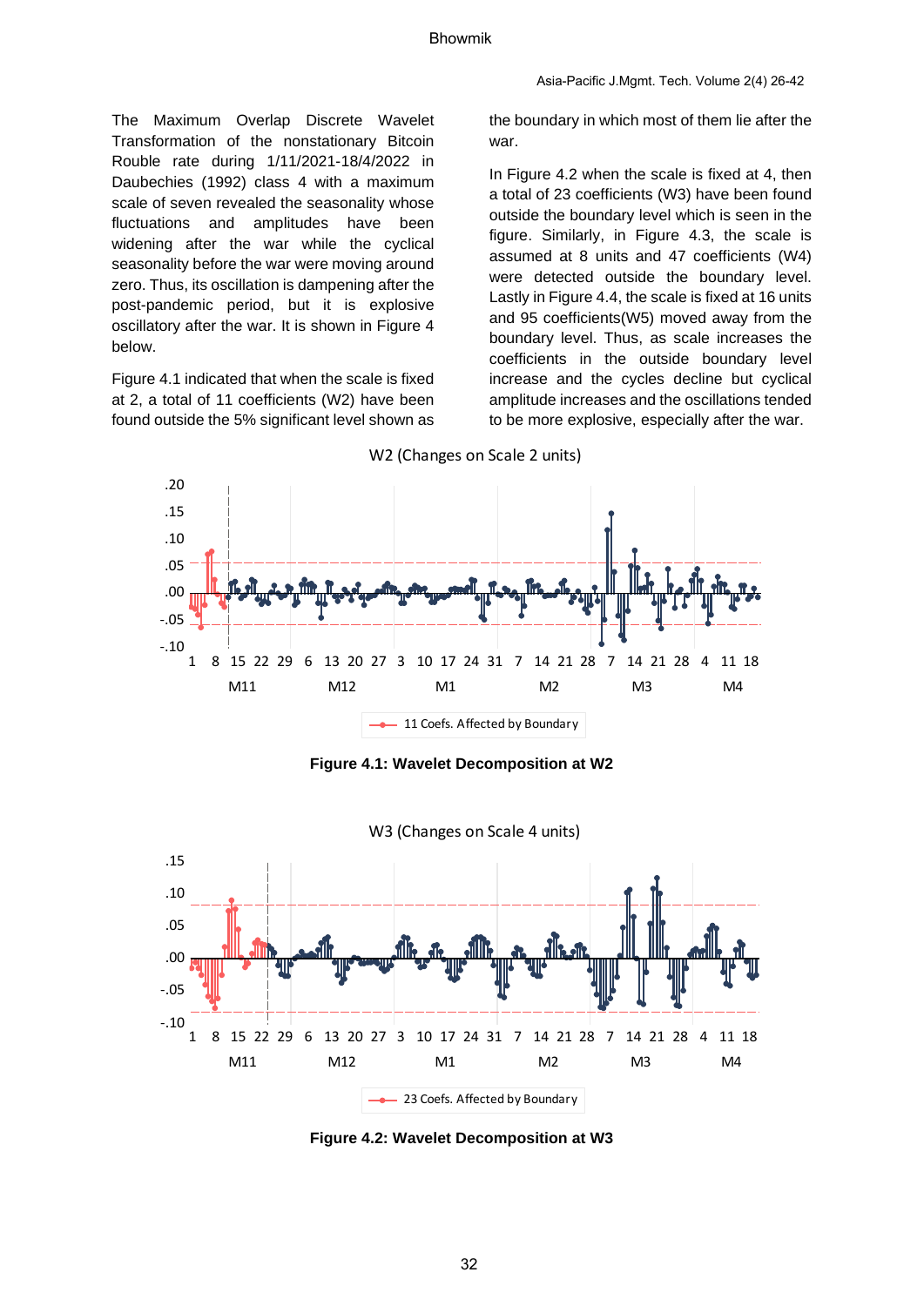The Maximum Overlap Discrete Wavelet Transformation of the nonstationary Bitcoin Rouble rate during 1/11/2021-18/4/2022 in Daubechies (1992) class 4 with a maximum scale of seven revealed the seasonality whose fluctuations and amplitudes have been widening after the war while the cyclical seasonality before the war were moving around zero. Thus, its oscillation is dampening after the post-pandemic period, but it is explosive oscillatory after the war. It is shown in Figure 4 below.

Figure 4.1 indicated that when the scale is fixed at 2, a total of 11 coefficients (W2) have been found outside the 5% significant level shown as the boundary in which most of them lie after the war.

In Figure 4.2 when the scale is fixed at 4, then a total of 23 coefficients (W3) have been found outside the boundary level which is seen in the figure. Similarly, in Figure 4.3, the scale is assumed at 8 units and 47 coefficients (W4) were detected outside the boundary level. Lastly in Figure 4.4, the scale is fixed at 16 units and 95 coefficients(W5) moved away from the boundary level. Thus, as scale increases the coefficients in the outside boundary level increase and the cycles decline but cyclical amplitude increases and the oscillations tended to be more explosive, especially after the war.

W2 (Changes on Scale 2 units)

.20
.15
.10
.05
.00
-.05
-.10

1 8 15 22 29 6 13 20 27 3 10 17 24 31 7 14 21 28 7 14 21 28 4 11 18

M11 M12 M1 M2 M3 M4

11 Coefs. Affected by Boundary

**Figure 4.1: Wavelet Decomposition at W2**

W3 (Changes on Scale 4 units)

.15
.10
.05
.00
-.05
-.10

1 8 15 22 29 6 13 20 27 3 10 17 24 31 7 14 21 28 7 14 21 28 4 11 18

M11 M12 M1 M2 M3 M4

23 Coefs. Affected by Boundary

**Figure 4.2: Wavelet Decomposition at W3**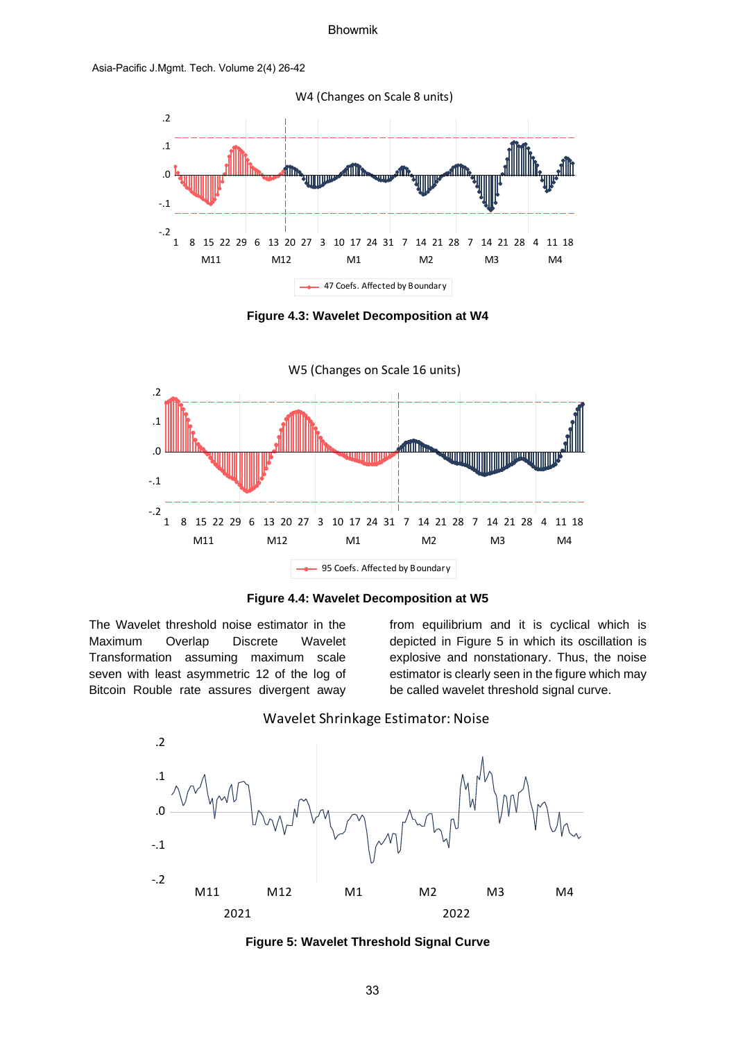W4 (Changes on Scale 8 units)

.2
.1
.0
-.1
-.2

1 8 15 22 29 6 13 20 27 3 10 17 24 31 7 14 21 28 7 14 21 28 4 11 18

M11 M12 M1 M2 M3 M4

47 Coefs. Affected by Boundary

**Figure 4.3: Wavelet Decomposition at W4**

W5 (Changes on Scale 16 units)

.2
.1
.0
-.1
-.2

1 8 15 22 29 6 13 20 27 3 10 17 24 31 7 14 21 28 7 14 21 28 4 11 18

M11 M12 M1 M2 M3 M4

95 Coefs. Affected by Boundary

**Figure 4.4: Wavelet Decomposition at W5**

The Wavelet threshold noise estimator in the Maximum Overlap Discrete Wavelet Transformation assuming maximum scale seven with least asymmetric 12 of the log of Bitcoin Rouble rate assures divergent away from equilibrium and it is cyclical which is depicted in Figure 5 in which its oscillation is explosive and nonstationary. Thus, the noise estimator is clearly seen in the figure which may be called wavelet threshold signal curve.

Wavelet Shrinkage Estimator: Noise

.2
.1
.0
-.1
-.2

M11 M12 M1 M2 M3 M4

2021 2022

**Figure 5: Wavelet Threshold Signal Curve**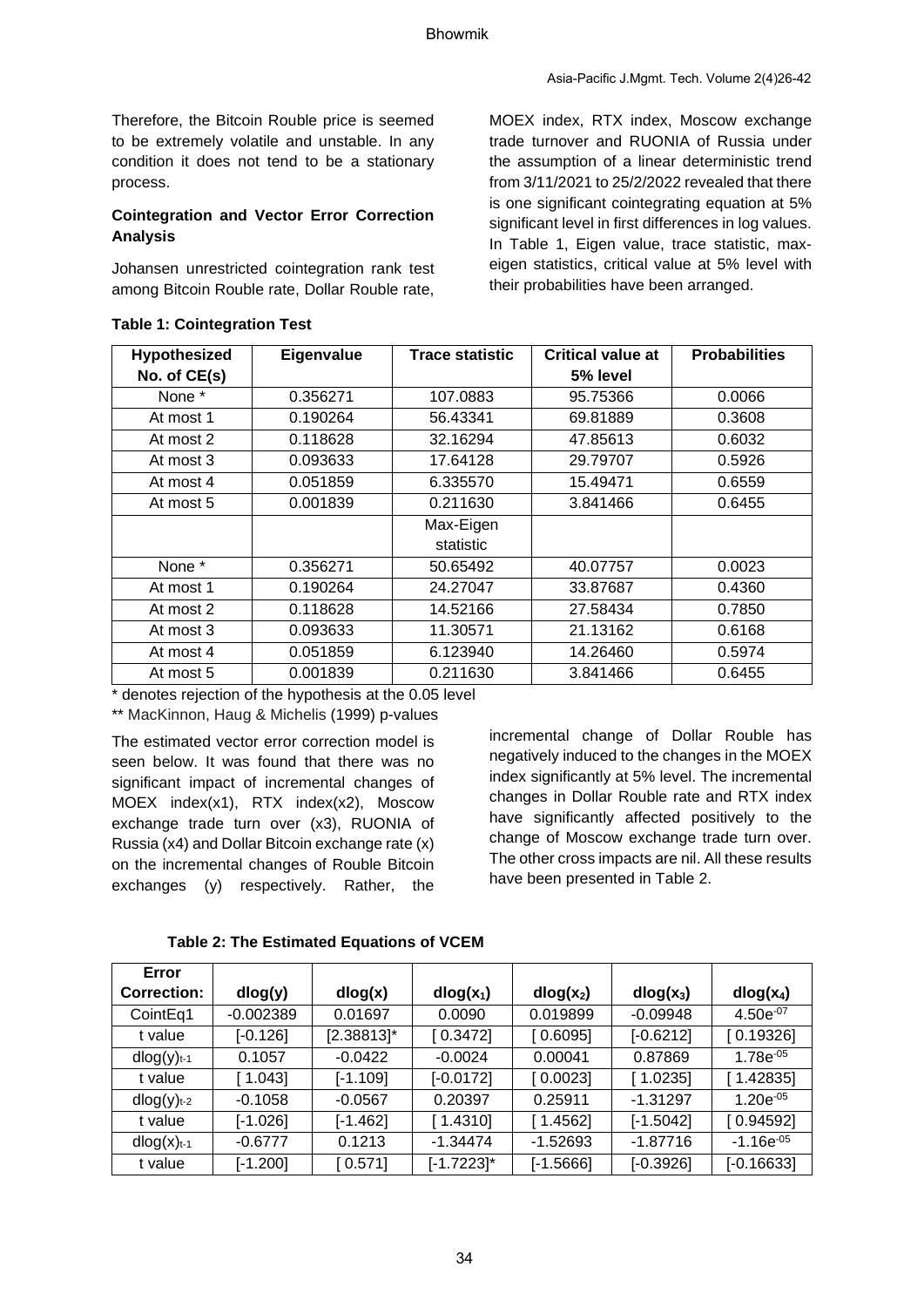Therefore, the Bitcoin Rouble price is seemed to be extremely volatile and unstable. In any condition it does not tend to be a stationary process.

**Cointegration and Vector Error Correction Analysis**

Johansen unrestricted cointegration rank test among Bitcoin Rouble rate, Dollar Rouble rate, MOEX index, RTX index, Moscow exchange trade turnover and RUONIA of Russia under the assumption of a linear deterministic trend from 3/11/2021 to 25/2/2022 revealed that there is one significant cointegrating equation at 5% significant level in first differences in log values. In Table 1, Eigen value, trace statistic, max-eigen statistics, critical value at 5% level with their probabilities have been arranged.

**Table 1: Cointegration Test**

| Hypothesized No. of CE(s) | Eigenvalue | Trace statistic | Critical value at 5% level | Probabilities |
|---|---|---|---|---|
| None * | 0.356271 | 107.0883 | 95.75366 | 0.0066 |
| At most 1 | 0.190264 | 56.43341 | 69.81889 | 0.3608 |
| At most 2 | 0.118628 | 32.16294 | 47.85613 | 0.6032 |
| At most 3 | 0.093633 | 17.64128 | 29.79707 | 0.5926 |
| At most 4 | 0.051859 | 6.335570 | 15.49471 | 0.6559 |
| At most 5 | 0.001839 | 0.211630 | 3.841466 | 0.6455 |
| | | Max-Eigen statistic | | |
| None * | 0.356271 | 50.65492 | 40.07757 | 0.0023 |
| At most 1 | 0.190264 | 24.27047 | 33.87687 | 0.4360 |
| At most 2 | 0.118628 | 14.52166 | 27.58434 | 0.7850 |
| At most 3 | 0.093633 | 11.30571 | 21.13162 | 0.6168 |
| At most 4 | 0.051859 | 6.123940 | 14.26460 | 0.5974 |
| At most 5 | 0.001839 | 0.211630 | 3.841466 | 0.6455 |

\* denotes rejection of the hypothesis at the 0.05 level

\*\* MacKinnon, Haug & Michelis (1999) p-values

The estimated vector error correction model is seen below. It was found that there was no significant impact of incremental changes of MOEX index(x1), RTX index(x2), Moscow exchange trade turn over (x3), RUONIA of Russia (x4) and Dollar Bitcoin exchange rate (x) on the incremental changes of Rouble Bitcoin exchanges (y) respectively. Rather, the incremental change of Dollar Rouble has negatively induced to the changes in the MOEX index significantly at 5% level. The incremental changes in Dollar Rouble rate and RTX index have significantly affected positively to the change of Moscow exchange trade turn over. The other cross impacts are nil. All these results have been presented in Table 2.

**Table 2: The Estimated Equations of VCEM**

| Error Correction: | dlog(y) | dlog(x) | $dlog(x_1)$ | $dlog(x_2)$ | $dlog(x_3)$ | $dlog(x_4)$ |
|---|---|---|---|---|---|---|
| CointEq1 | -0.002389 | 0.01697 | 0.0090 | 0.019899 | -0.09948 | $4.50e^{-07}$ |
| t value | [-0.126] | [2.38813]* | [ 0.3472] | [ 0.6095] | [-0.6212] | [ 0.19326] |
| $dlog(y)_{t-1}$ | 0.1057 | -0.0422 | -0.0024 | 0.00041 | 0.87869 | $1.78e^{-05}$ |
| t value | [ 1.043] | [-1.109] | [-0.0172] | [ 0.0023] | [ 1.0235] | [ 1.42835] |
| $dlog(y)_{t-2}$ | -0.1058 | -0.0567 | 0.20397 | 0.25911 | -1.31297 | $1.20e^{-05}$ |
| t value | [-1.026] | [-1.462] | [ 1.4310] | [ 1.4562] | [-1.5042] | [ 0.94592] |
| $dlog(x)_{t-1}$ | -0.6777 | 0.1213 | -1.34474 | -1.52693 | -1.87716 | $-1.16e^{-05}$ |
| t value | [-1.200] | [ 0.571] | [-1.7223]* | [-1.5666] | [-0.3926] | [-0.16633] |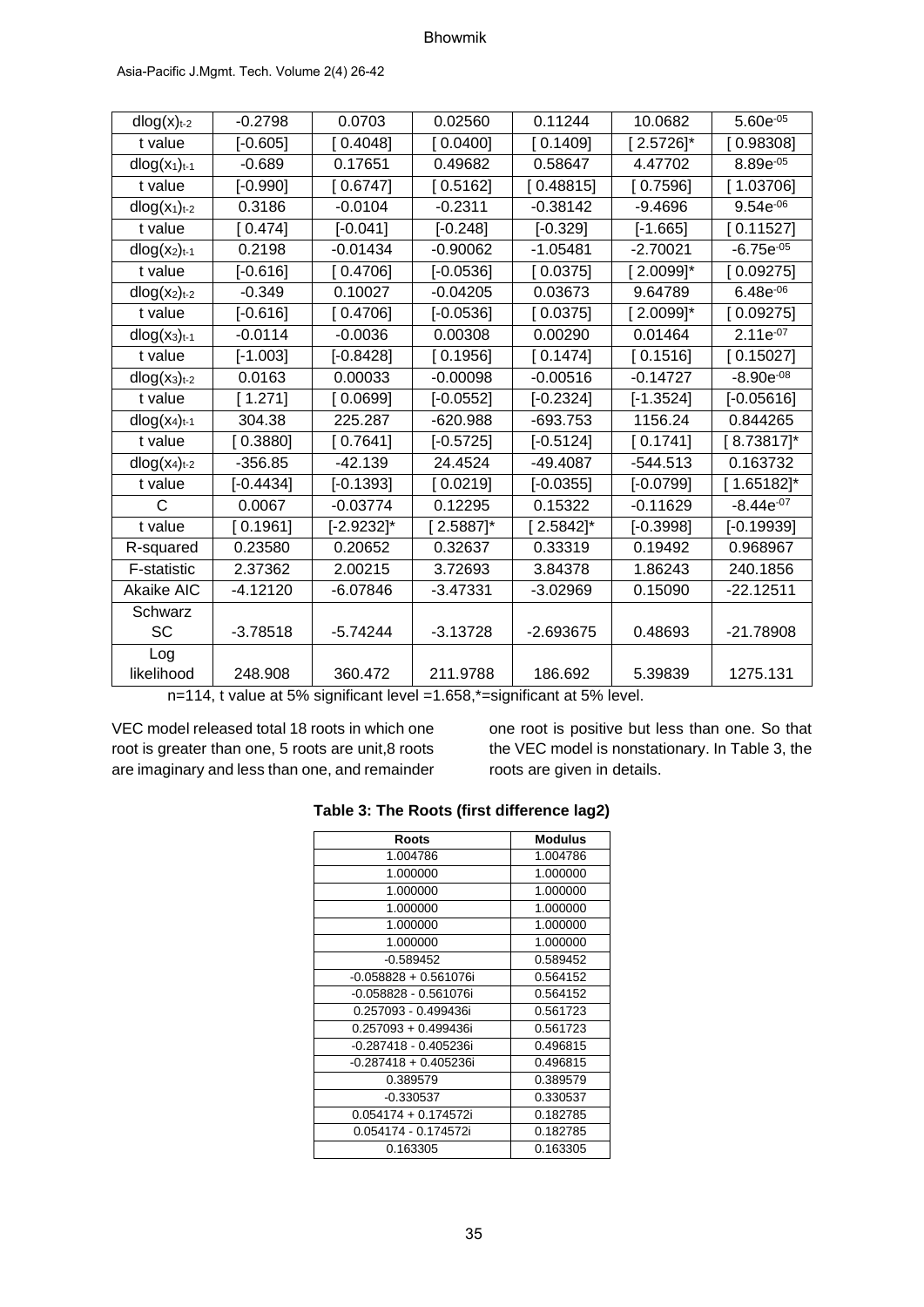| | | | | | | |
|---|---|---|---|---|---|---|
| $dlog(x)_{t-2}$ | -0.2798 | 0.0703 | 0.02560 | 0.11244 | 10.0682 | $5.60e^{-05}$ |
| t value | [-0.605] | [ 0.4048] | [ 0.0400] | [ 0.1409] | [ 2.5726]* | [ 0.98308] |
| $dlog(x_1)_{t-1}$ | -0.689 | 0.17651 | 0.49682 | 0.58647 | 4.47702 | $8.89e^{-05}$ |
| t value | [-0.990] | [ 0.6747] | [ 0.5162] | [ 0.48815] | [ 0.7596] | [ 1.03706] |
| $dlog(x_1)_{t-2}$ | 0.3186 | -0.0104 | -0.2311 | -0.38142 | -9.4696 | $9.54e^{-06}$ |
| t value | [ 0.474] | [-0.041] | [-0.248] | [-0.329] | [-1.665] | [ 0.11527] |
| $dlog(x_2)_{t-1}$ | 0.2198 | -0.01434 | -0.90062 | -1.05481 | -2.70021 | $-6.75e^{-05}$ |
| t value | [-0.616] | [ 0.4706] | [-0.0536] | [ 0.0375] | [ 2.0099]* | [ 0.09275] |
| $dlog(x_2)_{t-2}$ | -0.349 | 0.10027 | -0.04205 | 0.03673 | 9.64789 | $6.48e^{-06}$ |
| t value | [-0.616] | [ 0.4706] | [-0.0536] | [ 0.0375] | [ 2.0099]* | [ 0.09275] |
| $dlog(x_3)_{t-1}$ | -0.0114 | -0.0036 | 0.00308 | 0.00290 | 0.01464 | $2.11e^{-07}$ |
| t value | [-1.003] | [-0.8428] | [ 0.1956] | [ 0.1474] | [ 0.1516] | [ 0.15027] |
| $dlog(x_3)_{t-2}$ | 0.0163 | 0.00033 | -0.00098 | -0.00516 | -0.14727 | $-8.90e^{-08}$ |
| t value | [ 1.271] | [ 0.0699] | [-0.0552] | [-0.2324] | [-1.3524] | [-0.05616] |
| $dlog(x_4)_{t-1}$ | 304.38 | 225.287 | -620.988 | -693.753 | 1156.24 | 0.844265 |
| t value | [ 0.3880] | [ 0.7641] | [-0.5725] | [-0.5124] | [ 0.1741] | [ 8.73817]* |
| $dlog(x_4)_{t-2}$ | -356.85 | -42.139 | 24.4524 | -49.4087 | -544.513 | 0.163732 |
| t value | [-0.4434] | [-0.1393] | [ 0.0219] | [-0.0355] | [-0.0799] | [ 1.65182]* |
| C | 0.0067 | -0.03774 | 0.12295 | 0.15322 | -0.11629 | $-8.44e^{-07}$ |
| t value | [ 0.1961] | [-2.9232]* | [ 2.5887]* | [ 2.5842]* | [-0.3998] | [-0.19939] |
| R-squared | 0.23580 | 0.20652 | 0.32637 | 0.33319 | 0.19492 | 0.968967 |
| F-statistic | 2.37362 | 2.00215 | 3.72693 | 3.84378 | 1.86243 | 240.1856 |
| Akaike AIC | -4.12120 | -6.07846 | -3.47331 | -3.02969 | 0.15090 | -22.12511 |
| Schwarz SC | -3.78518 | -5.74244 | -3.13728 | -2.693675 | 0.48693 | -21.78908 |
| Log likelihood | 248.908 | 360.472 | 211.9788 | 186.692 | 5.39839 | 1275.131 |

n=114, t value at 5% significant level =1.658,*=significant at 5% level.

VEC model released total 18 roots in which one root is greater than one, 5 roots are unit,8 roots are imaginary and less than one, and remainder one root is positive but less than one. So that the VEC model is nonstationary. In Table 3, the roots are given in details.

**Table 3: The Roots (first difference lag2)**

| Roots | Modulus |
|---|---|
| 1.004786 | 1.004786 |
| 1.000000 | 1.000000 |
| 1.000000 | 1.000000 |
| 1.000000 | 1.000000 |
| 1.000000 | 1.000000 |
| 1.000000 | 1.000000 |
| -0.589452 | 0.589452 |
| -0.058828 + 0.561076i | 0.564152 |
| -0.058828 - 0.561076i | 0.564152 |
| 0.257093 - 0.499436i | 0.561723 |
| 0.257093 + 0.499436i | 0.561723 |
| -0.287418 - 0.405236i | 0.496815 |
| -0.287418 + 0.405236i | 0.496815 |
| 0.389579 | 0.389579 |
| -0.330537 | 0.330537 |
| 0.054174 + 0.174572i | 0.182785 |
| 0.054174 - 0.174572i | 0.182785 |
| 0.163305 | 0.163305 |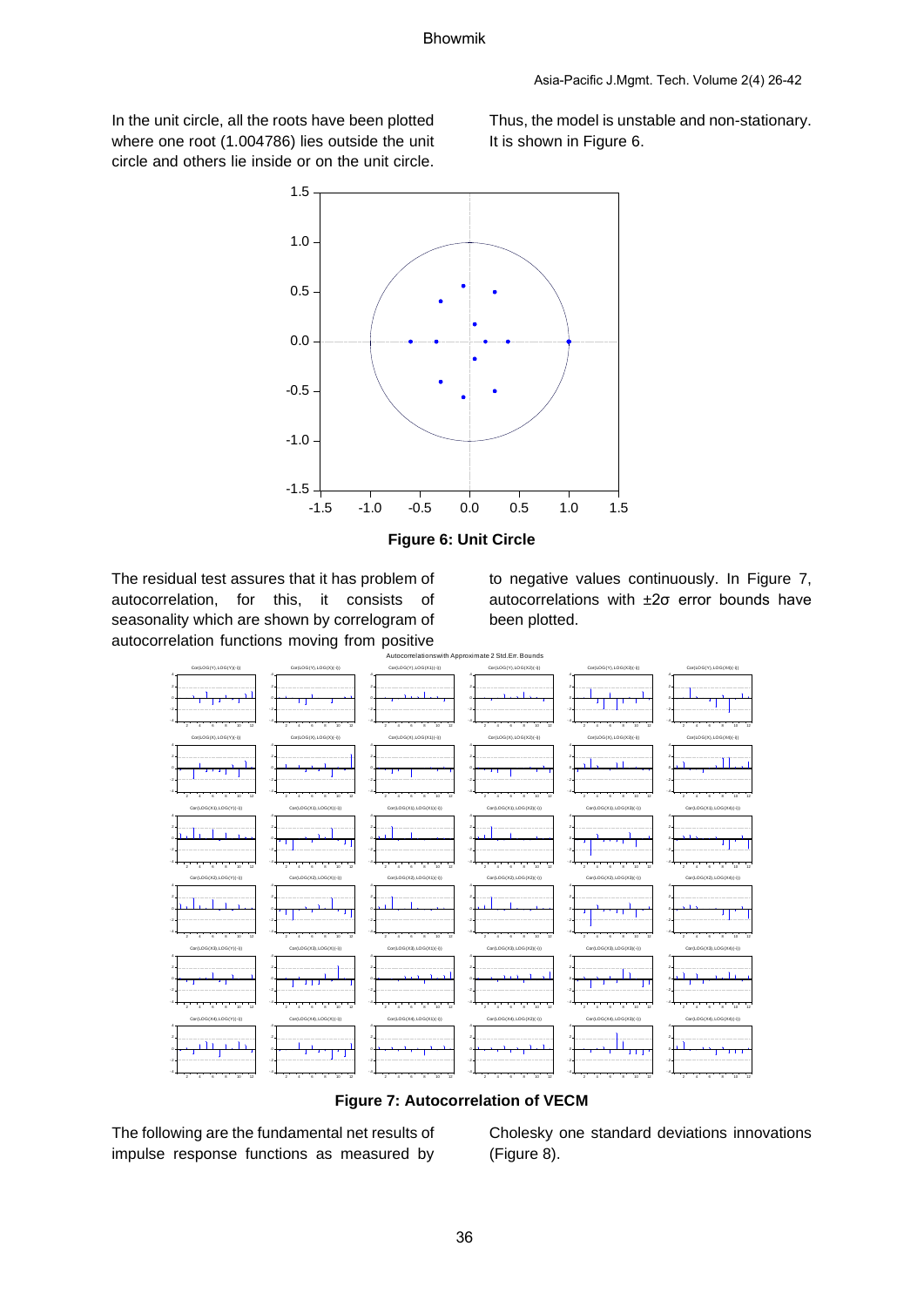In the unit circle, all the roots have been plotted where one root (1.004786) lies outside the unit circle and others lie inside or on the unit circle. Thus, the model is unstable and non-stationary. It is shown in Figure 6.

1.5
1.0
0.5
0.0
-0.5
-1.0
-1.5
-1.5 -1.0 -0.5 0.0 0.5 1.0 1.5

**Figure 6: Unit Circle**

The residual test assures that it has problem of autocorrelation, for this, it consists of seasonality which are shown by correlogram of autocorrelation functions moving from positive to negative values continuously. In Figure 7, autocorrelations with ±2σ error bounds have been plotted.

Autocorrelations with Approximate 2 Std.Err. Bounds

**Figure 7: Autocorrelation of VECM**

The following are the fundamental net results of impulse response functions as measured by Cholesky one standard deviations innovations (Figure 8).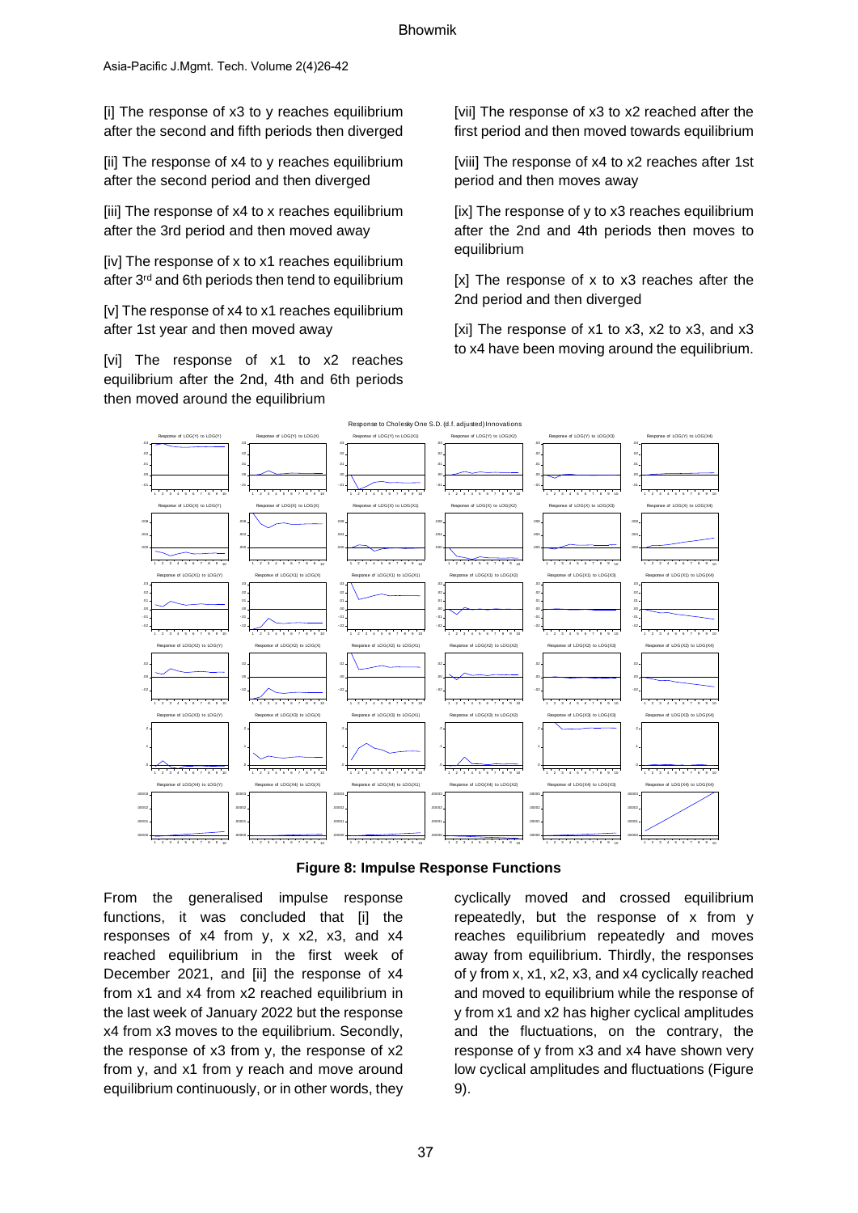[i] The response of x3 to y reaches equilibrium after the second and fifth periods then diverged

[ii] The response of x4 to y reaches equilibrium after the second period and then diverged

[iii] The response of x4 to x reaches equilibrium after the 3rd period and then moved away

[iv] The response of x to x1 reaches equilibrium after 3rd and 6th periods then tend to equilibrium

[v] The response of x4 to x1 reaches equilibrium after 1st year and then moved away

[vi] The response of x1 to x2 reaches equilibrium after the 2nd, 4th and 6th periods then moved around the equilibrium

[vii] The response of x3 to x2 reached after the first period and then moved towards equilibrium

[viii] The response of x4 to x2 reaches after 1st period and then moves away

[ix] The response of y to x3 reaches equilibrium after the 2nd and 4th periods then moves to equilibrium

[x] The response of x to x3 reaches after the 2nd period and then diverged

[xi] The response of x1 to x3, x2 to x3, and x3 to x4 have been moving around the equilibrium.

Response to Cholesky One S.D. (d.f. adjusted) Innovations

Response of LOG(Y) to LOG(Y) | Response of LOG(Y) to LOG(X) | Response of LOG(Y) to LOG(X1) | Response of LOG(Y) to LOG(X2) | Response of LOG(Y) to LOG(X3) | Response of LOG(Y) to LOG(X4)

Response of LOG(X) to LOG(Y) | Response of LOG(X) to LOG(X) | Response of LOG(X) to LOG(X1) | Response of LOG(X) to LOG(X2) | Response of LOG(X) to LOG(X3) | Response of LOG(X) to LOG(X4)

Response of LOG(X1) to LOG(Y) | Response of LOG(X1) to LOG(X) | Response of LOG(X1) to LOG(X1) | Response of LOG(X1) to LOG(X2) | Response of LOG(X1) to LOG(X3) | Response of LOG(X1) to LOG(X4)

Response of LOG(X2) to LOG(Y) | Response of LOG(X2) to LOG(X) | Response of LOG(X2) to LOG(X1) | Response of LOG(X2) to LOG(X2) | Response of LOG(X2) to LOG(X3) | Response of LOG(X2) to LOG(X4)

Response of LOG(X3) to LOG(Y) | Response of LOG(X3) to LOG(X) | Response of LOG(X3) to LOG(X1) | Response of LOG(X3) to LOG(X2) | Response of LOG(X3) to LOG(X3) | Response of LOG(X3) to LOG(X4)

Response of LOG(X4) to LOG(Y) | Response of LOG(X4) to LOG(X) | Response of LOG(X4) to LOG(X1) | Response of LOG(X4) to LOG(X2) | Response of LOG(X4) to LOG(X3) | Response of LOG(X4) to LOG(X4)

**Figure 8: Impulse Response Functions**

From the generalised impulse response functions, it was concluded that [i] the responses of x4 from y, x x2, x3, and x4 reached equilibrium in the first week of December 2021, and [ii] the response of x4 from x1 and x4 from x2 reached equilibrium in the last week of January 2022 but the response x4 from x3 moves to the equilibrium. Secondly, the response of x3 from y, the response of x2 from y, and x1 from y reach and move around equilibrium continuously, or in other words, they cyclically moved and crossed equilibrium repeatedly, but the response of x from y reaches equilibrium repeatedly and moves away from equilibrium. Thirdly, the responses of y from x, x1, x2, x3, and x4 cyclically reached and moved to equilibrium while the response of y from x1 and x2 has higher cyclical amplitudes and the fluctuations, on the contrary, the response of y from x3 and x4 have shown very low cyclical amplitudes and fluctuations (Figure 9).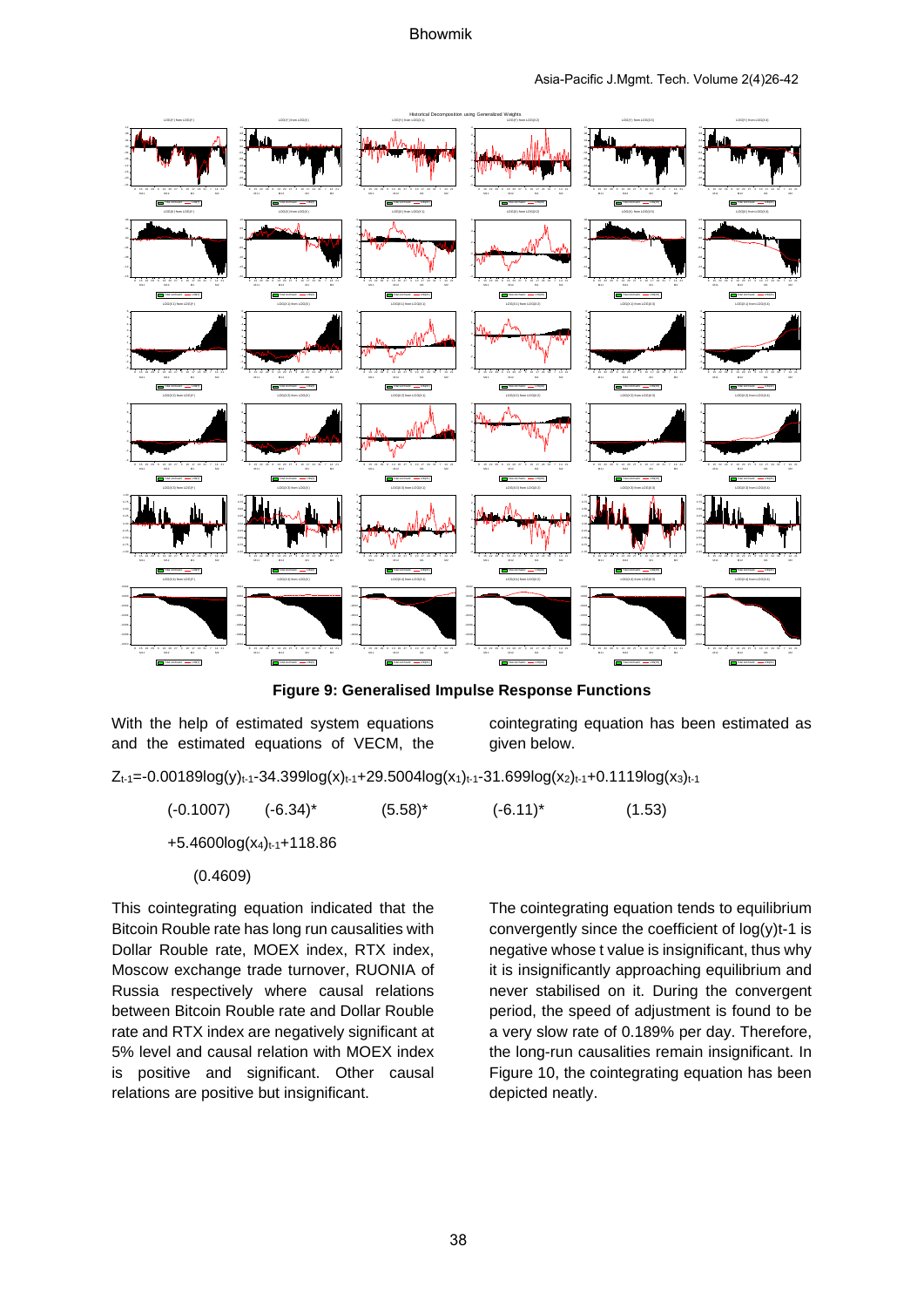**Figure 9: Generalised Impulse Response Functions**

With the help of estimated system equations and the estimated equations of VECM, the cointegrating equation has been estimated as given below.

$$Z_{t-1}=-0.00189\log(y)_{t-1}-34.399\log(x)_{t-1}+29.5004\log(x_1)_{t-1}-31.699\log(x_2)_{t-1}+0.1119\log(x_3)_{t-1}$$

(-0.1007) (-6.34)* (5.58)* (-6.11)* (1.53)

$$+5.4600\log(x_4)_{t-1}+118.86$$

(0.4609)

This cointegrating equation indicated that the Bitcoin Rouble rate has long run causalities with Dollar Rouble rate, MOEX index, RTX index, Moscow exchange trade turnover, RUONIA of Russia respectively where causal relations between Bitcoin Rouble rate and Dollar Rouble rate and RTX index are negatively significant at 5% level and causal relation with MOEX index is positive and significant. Other causal relations are positive but insignificant.

The cointegrating equation tends to equilibrium convergently since the coefficient of log(y)t-1 is negative whose t value is insignificant, thus why it is insignificantly approaching equilibrium and never stabilised on it. During the convergent period, the speed of adjustment is found to be a very slow rate of 0.189% per day. Therefore, the long-run causalities remain insignificant. In Figure 10, the cointegrating equation has been depicted neatly.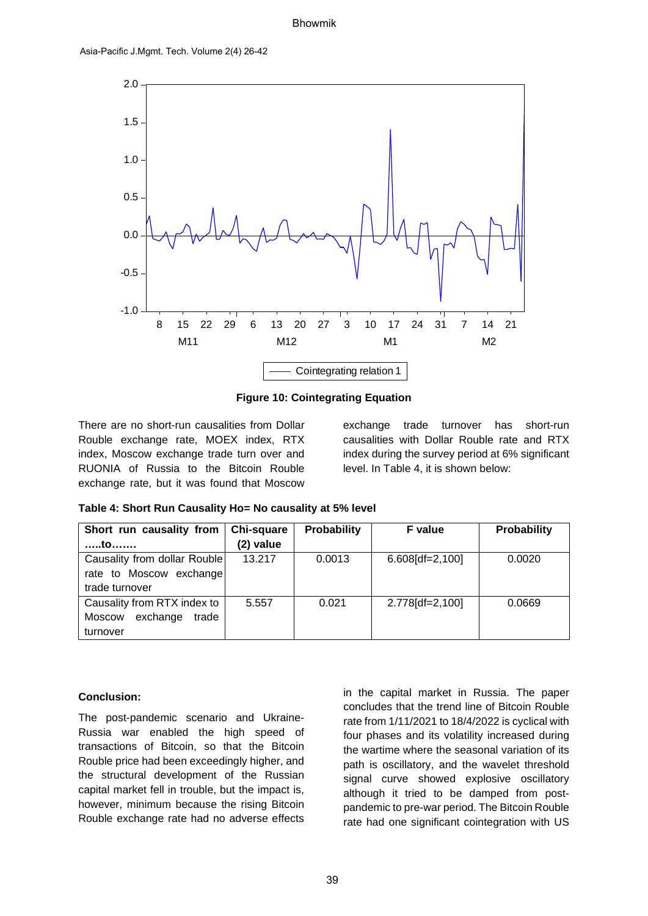2.0
1.5
1.0
0.5
0.0
-0.5
-1.0
8 15 22 29 6 13 20 27 3 10 17 24 31 7 14 21
M11 M12 M1 M2
Cointegrating relation 1

**Figure 10: Cointegrating Equation**

There are no short-run causalities from Dollar Rouble exchange rate, MOEX index, RTX index, Moscow exchange trade turn over and RUONIA of Russia to the Bitcoin Rouble exchange rate, but it was found that Moscow exchange trade turnover has short-run causalities with Dollar Rouble rate and RTX index during the survey period at 6% significant level. In Table 4, it is shown below:

**Table 4: Short Run Causality Ho= No causality at 5% level**

| Short run causality from …..to……. | Chi-square (2) value | Probability | F value | Probability |
|---|---|---|---|---|
| Causality from dollar Rouble rate to Moscow exchange trade turnover | 13.217 | 0.0013 | 6.608[df=2,100] | 0.0020 |
| Causality from RTX index to Moscow exchange trade turnover | 5.557 | 0.021 | 2.778[df=2,100] | 0.0669 |

**Conclusion:**

The post-pandemic scenario and Ukraine-Russia war enabled the high speed of transactions of Bitcoin, so that the Bitcoin Rouble price had been exceedingly higher, and the structural development of the Russian capital market fell in trouble, but the impact is, however, minimum because the rising Bitcoin Rouble exchange rate had no adverse effects in the capital market in Russia. The paper concludes that the trend line of Bitcoin Rouble rate from 1/11/2021 to 18/4/2022 is cyclical with four phases and its volatility increased during the wartime where the seasonal variation of its path is oscillatory, and the wavelet threshold signal curve showed explosive oscillatory although it tried to be damped from post-pandemic to pre-war period. The Bitcoin Rouble rate had one significant cointegration with US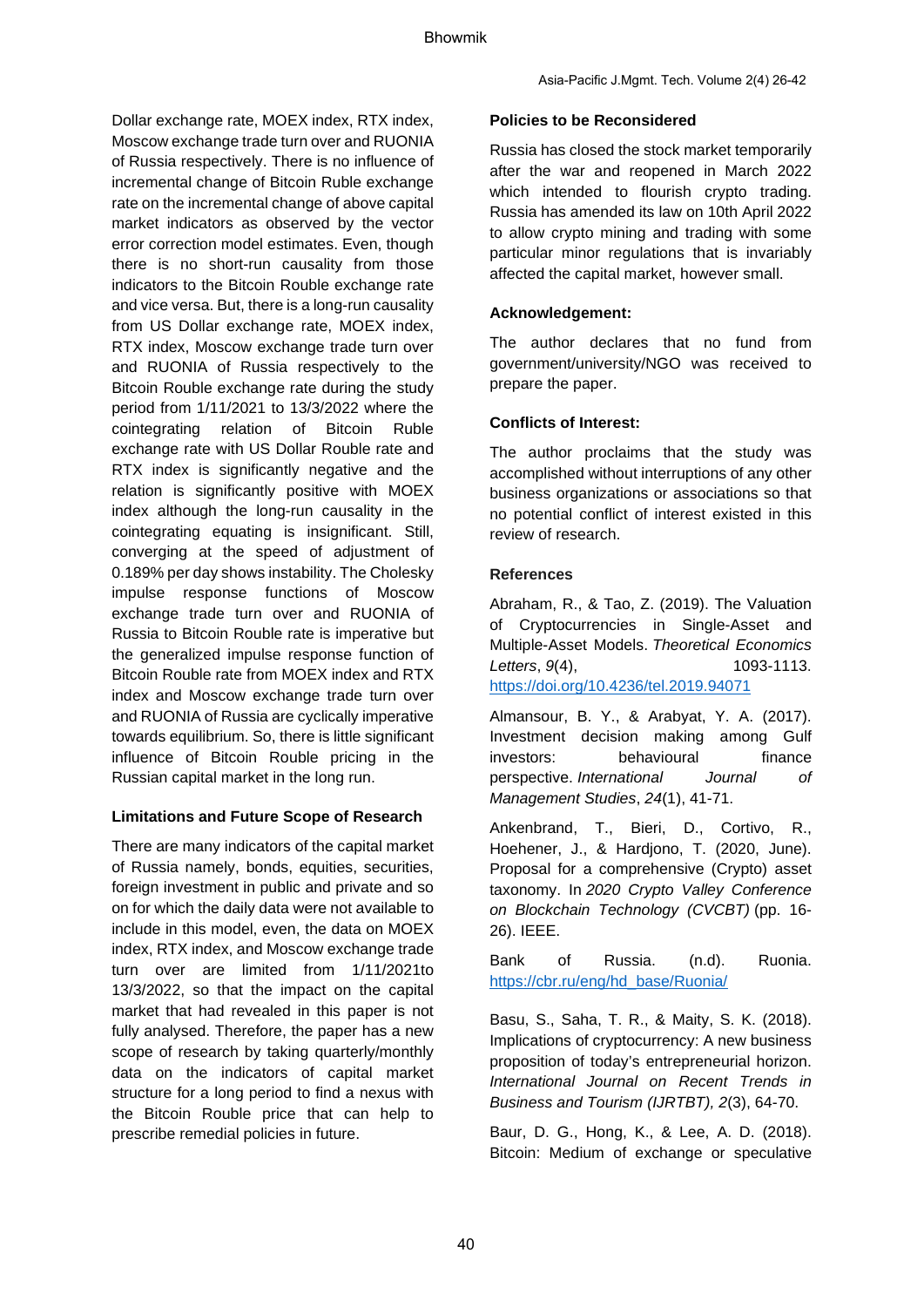Dollar exchange rate, MOEX index, RTX index, Moscow exchange trade turn over and RUONIA of Russia respectively. There is no influence of incremental change of Bitcoin Ruble exchange rate on the incremental change of above capital market indicators as observed by the vector error correction model estimates. Even, though there is no short-run causality from those indicators to the Bitcoin Rouble exchange rate and vice versa. But, there is a long-run causality from US Dollar exchange rate, MOEX index, RTX index, Moscow exchange trade turn over and RUONIA of Russia respectively to the Bitcoin Rouble exchange rate during the study period from 1/11/2021 to 13/3/2022 where the cointegrating relation of Bitcoin Ruble exchange rate with US Dollar Rouble rate and RTX index is significantly negative and the relation is significantly positive with MOEX index although the long-run causality in the cointegrating equating is insignificant. Still, converging at the speed of adjustment of 0.189% per day shows instability. The Cholesky impulse response functions of Moscow exchange trade turn over and RUONIA of Russia to Bitcoin Rouble rate is imperative but the generalized impulse response function of Bitcoin Rouble rate from MOEX index and RTX index and Moscow exchange trade turn over and RUONIA of Russia are cyclically imperative towards equilibrium. So, there is little significant influence of Bitcoin Rouble pricing in the Russian capital market in the long run.

### Limitations and Future Scope of Research

There are many indicators of the capital market of Russia namely, bonds, equities, securities, foreign investment in public and private and so on for which the daily data were not available to include in this model, even, the data on MOEX index, RTX index, and Moscow exchange trade turn over are limited from 1/11/2021to 13/3/2022, so that the impact on the capital market that had revealed in this paper is not fully analysed. Therefore, the paper has a new scope of research by taking quarterly/monthly data on the indicators of capital market structure for a long period to find a nexus with the Bitcoin Rouble price that can help to prescribe remedial policies in future.

### Policies to be Reconsidered

Russia has closed the stock market temporarily after the war and reopened in March 2022 which intended to flourish crypto trading. Russia has amended its law on 10th April 2022 to allow crypto mining and trading with some particular minor regulations that is invariably affected the capital market, however small.

### Acknowledgement:

The author declares that no fund from government/university/NGO was received to prepare the paper.

### Conflicts of Interest:

The author proclaims that the study was accomplished without interruptions of any other business organizations or associations so that no potential conflict of interest existed in this review of research.

### References

Abraham, R., & Tao, Z. (2019). The Valuation of Cryptocurrencies in Single-Asset and Multiple-Asset Models. *Theoretical Economics Letters*, *9*(4), 1093-1113. https://doi.org/10.4236/tel.2019.94071

Almansour, B. Y., & Arabyat, Y. A. (2017). Investment decision making among Gulf investors: behavioural finance perspective. *International Journal of Management Studies*, *24*(1), 41-71.

Ankenbrand, T., Bieri, D., Cortivo, R., Hoehener, J., & Hardjono, T. (2020, June). Proposal for a comprehensive (Crypto) asset taxonomy. In *2020 Crypto Valley Conference on Blockchain Technology (CVCBT)* (pp. 16-26). IEEE.

Bank of Russia. (n.d). Ruonia. https://cbr.ru/eng/hd_base/Ruonia/

Basu, S., Saha, T. R., & Maity, S. K. (2018). Implications of cryptocurrency: A new business proposition of today's entrepreneurial horizon. *International Journal on Recent Trends in Business and Tourism (IJRTBT), 2*(3), 64-70.

Baur, D. G., Hong, K., & Lee, A. D. (2018). Bitcoin: Medium of exchange or speculative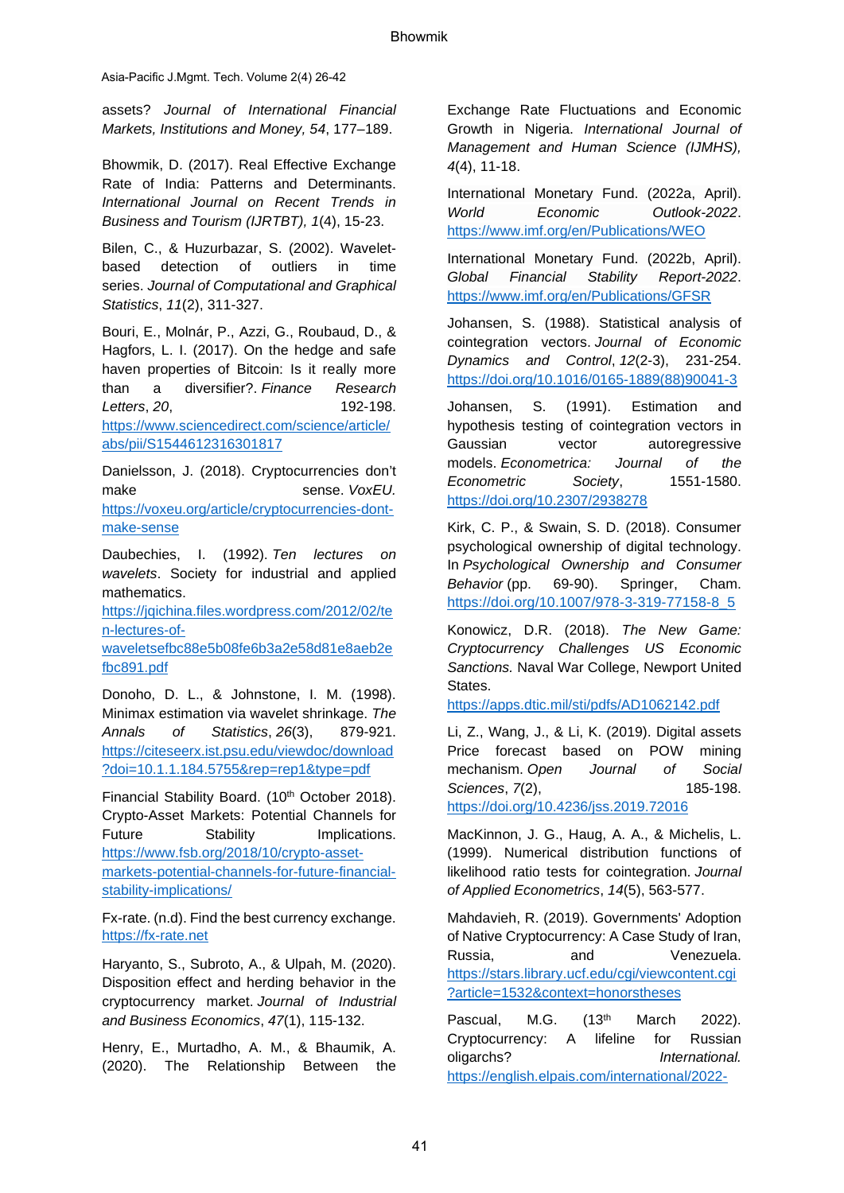assets? *Journal of International Financial Markets, Institutions and Money, 54*, 177–189.

Bhowmik, D. (2017). Real Effective Exchange Rate of India: Patterns and Determinants. *International Journal on Recent Trends in Business and Tourism (IJRTBT), 1*(4), 15-23.

Bilen, C., & Huzurbazar, S. (2002). Wavelet-based detection of outliers in time series. *Journal of Computational and Graphical Statistics*, *11*(2), 311-327.

Bouri, E., Molnár, P., Azzi, G., Roubaud, D., & Hagfors, L. I. (2017). On the hedge and safe haven properties of Bitcoin: Is it really more than a diversifier?. *Finance Research Letters*, *20*, 192-198. https://www.sciencedirect.com/science/article/abs/pii/S1544612316301817

Danielsson, J. (2018). Cryptocurrencies don't make sense. *VoxEU.* https://voxeu.org/article/cryptocurrencies-dont-make-sense

Daubechies, I. (1992). *Ten lectures on wavelets*. Society for industrial and applied mathematics. https://jqichina.files.wordpress.com/2012/02/ten-lectures-of-waveletsefbc88e5b08fe6b3a2e58d81e8aeb2efbc891.pdf

Donoho, D. L., & Johnstone, I. M. (1998). Minimax estimation via wavelet shrinkage. *The Annals of Statistics*, *26*(3), 879-921. https://citeseerx.ist.psu.edu/viewdoc/download?doi=10.1.1.184.5755&rep=rep1&type=pdf

Financial Stability Board. (10th October 2018). Crypto-Asset Markets: Potential Channels for Future Stability Implications. https://www.fsb.org/2018/10/crypto-asset-markets-potential-channels-for-future-financial-stability-implications/

Fx-rate. (n.d). Find the best currency exchange. https://fx-rate.net

Haryanto, S., Subroto, A., & Ulpah, M. (2020). Disposition effect and herding behavior in the cryptocurrency market. *Journal of Industrial and Business Economics*, *47*(1), 115-132.

Henry, E., Murtadho, A. M., & Bhaumik, A. (2020). The Relationship Between the Exchange Rate Fluctuations and Economic Growth in Nigeria. *International Journal of Management and Human Science (IJMHS), 4*(4), 11-18.

International Monetary Fund. (2022a, April). *World Economic Outlook-2022*. https://www.imf.org/en/Publications/WEO

International Monetary Fund. (2022b, April). *Global Financial Stability Report-2022*. https://www.imf.org/en/Publications/GFSR

Johansen, S. (1988). Statistical analysis of cointegration vectors. *Journal of Economic Dynamics and Control*, *12*(2-3), 231-254. https://doi.org/10.1016/0165-1889(88)90041-3

Johansen, S. (1991). Estimation and hypothesis testing of cointegration vectors in Gaussian vector autoregressive models. *Econometrica: Journal of the Econometric Society*, 1551-1580. https://doi.org/10.2307/2938278

Kirk, C. P., & Swain, S. D. (2018). Consumer psychological ownership of digital technology. In *Psychological Ownership and Consumer Behavior* (pp. 69-90). Springer, Cham. https://doi.org/10.1007/978-3-319-77158-8_5

Konowicz, D.R. (2018). *The New Game: Cryptocurrency Challenges US Economic Sanctions.* Naval War College, Newport United States. https://apps.dtic.mil/sti/pdfs/AD1062142.pdf

Li, Z., Wang, J., & Li, K. (2019). Digital assets Price forecast based on POW mining mechanism. *Open Journal of Social Sciences*, *7*(2), 185-198. https://doi.org/10.4236/jss.2019.72016

MacKinnon, J. G., Haug, A. A., & Michelis, L. (1999). Numerical distribution functions of likelihood ratio tests for cointegration. *Journal of Applied Econometrics*, *14*(5), 563-577.

Mahdavieh, R. (2019). Governments' Adoption of Native Cryptocurrency: A Case Study of Iran, Russia, and Venezuela. https://stars.library.ucf.edu/cgi/viewcontent.cgi?article=1532&context=honorstheses

Pascual, M.G. (13th March 2022). Cryptocurrency: A lifeline for Russian oligarchs? *International.* https://english.elpais.com/international/2022-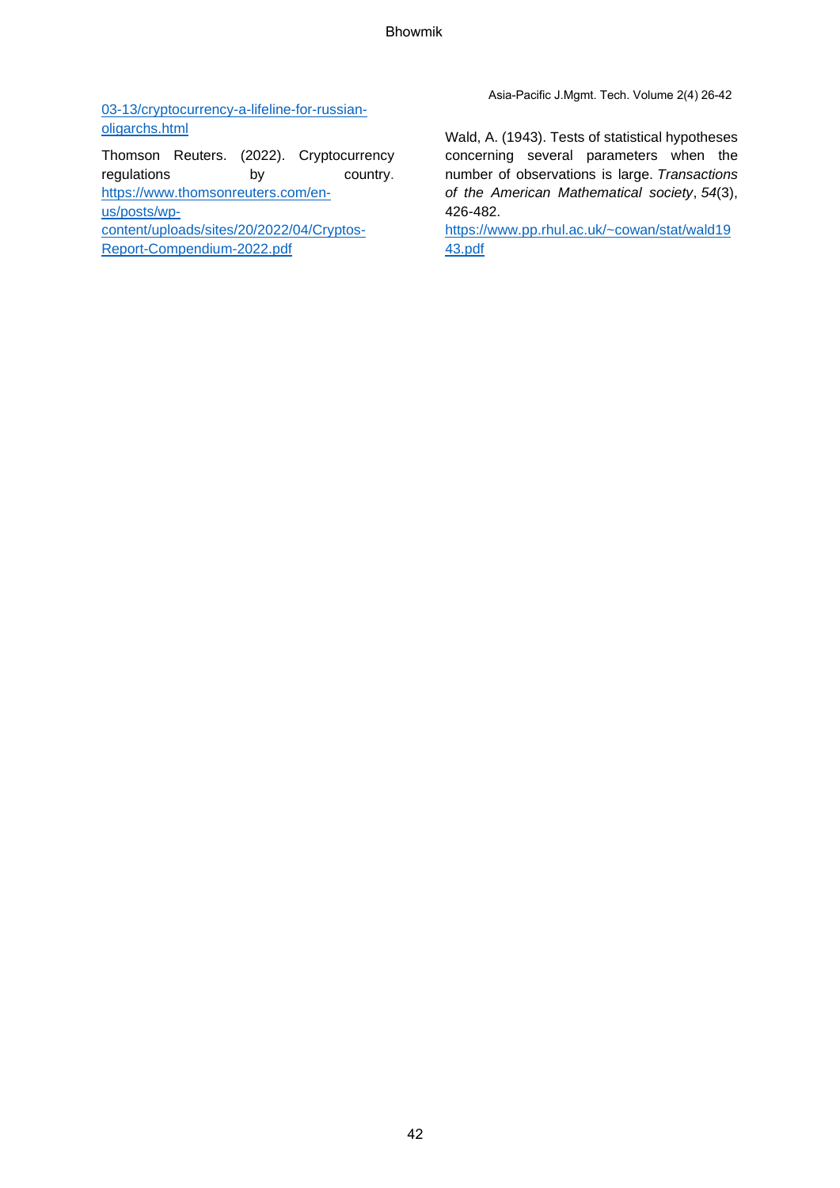03-13/cryptocurrency-a-lifeline-for-russian-oligarchs.html

Thomson Reuters. (2022). Cryptocurrency regulations by country. https://www.thomsonreuters.com/en-us/posts/wp-content/uploads/sites/20/2022/04/Cryptos-Report-Compendium-2022.pdf

Wald, A. (1943). Tests of statistical hypotheses concerning several parameters when the number of observations is large. *Transactions of the American Mathematical society*, *54*(3), 426-482. https://www.pp.rhul.ac.uk/~cowan/stat/wald1943.pdf